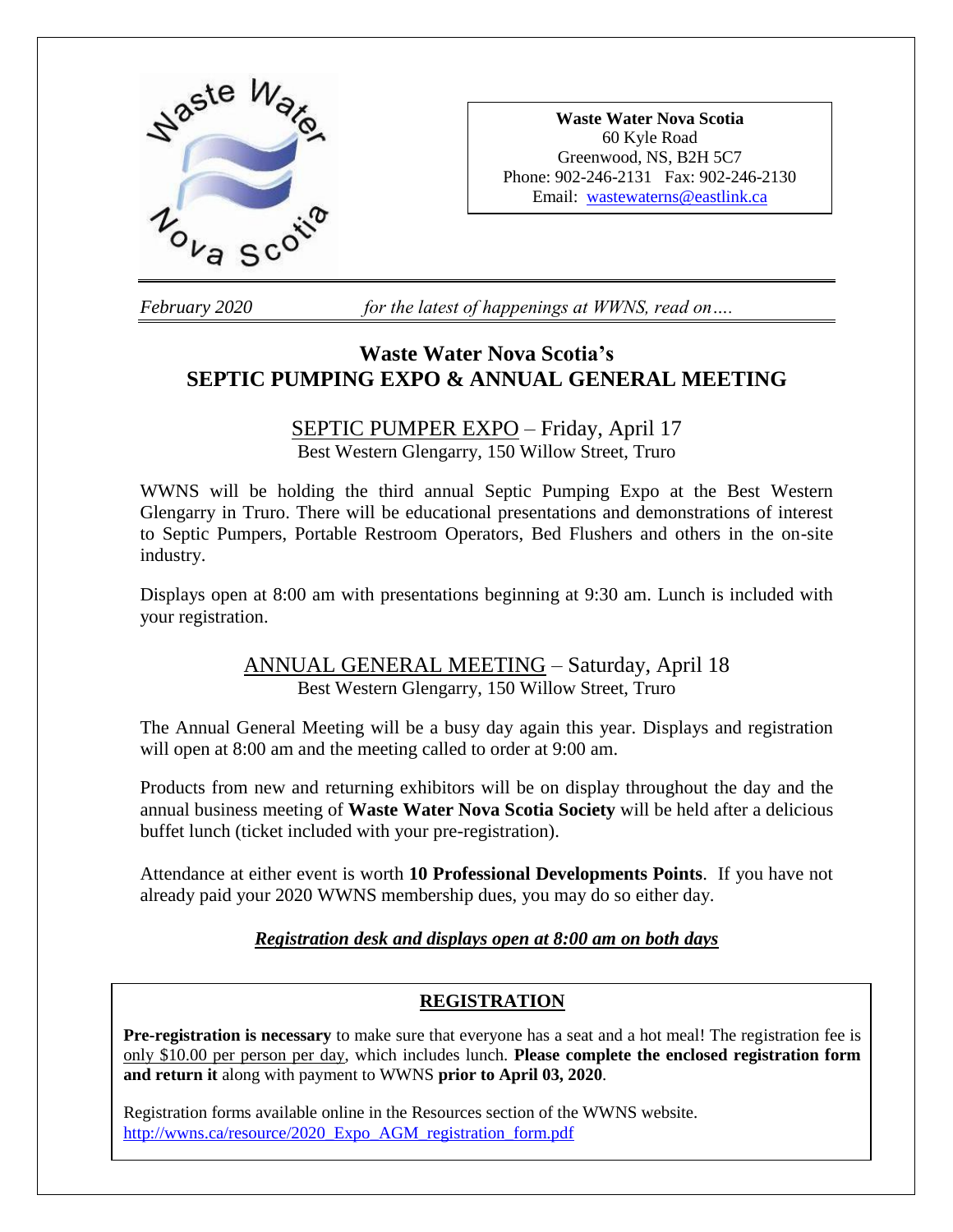**Waste Water Nova Scotia**
60 Kyle Road
Greenwood, NS, B2H 5C7
Phone: 902-246-2131 Fax: 902-246-2130
Email: wastewaterns@eastlink.ca

*February 2020* *for the latest of happenings at WWNS, read on….*

# Waste Water Nova Scotia's SEPTIC PUMPING EXPO & ANNUAL GENERAL MEETING

## SEPTIC PUMPER EXPO – Friday, April 17

Best Western Glengarry, 150 Willow Street, Truro

WWNS will be holding the third annual Septic Pumping Expo at the Best Western Glengarry in Truro. There will be educational presentations and demonstrations of interest to Septic Pumpers, Portable Restroom Operators, Bed Flushers and others in the on-site industry.

Displays open at 8:00 am with presentations beginning at 9:30 am. Lunch is included with your registration.

## ANNUAL GENERAL MEETING – Saturday, April 18

Best Western Glengarry, 150 Willow Street, Truro

The Annual General Meeting will be a busy day again this year. Displays and registration will open at 8:00 am and the meeting called to order at 9:00 am.

Products from new and returning exhibitors will be on display throughout the day and the annual business meeting of **Waste Water Nova Scotia Society** will be held after a delicious buffet lunch (ticket included with your pre-registration).

Attendance at either event is worth **10 Professional Developments Points**. If you have not already paid your 2020 WWNS membership dues, you may do so either day.

***Registration desk and displays open at 8:00 am on both days***

## REGISTRATION

**Pre-registration is necessary** to make sure that everyone has a seat and a hot meal! The registration fee is only $10.00 per person per day, which includes lunch. **Please complete the enclosed registration form and return it** along with payment to WWNS **prior to April 03, 2020**.

Registration forms available online in the Resources section of the WWNS website.
http://wwns.ca/resource/2020_Expo_AGM_registration_form.pdf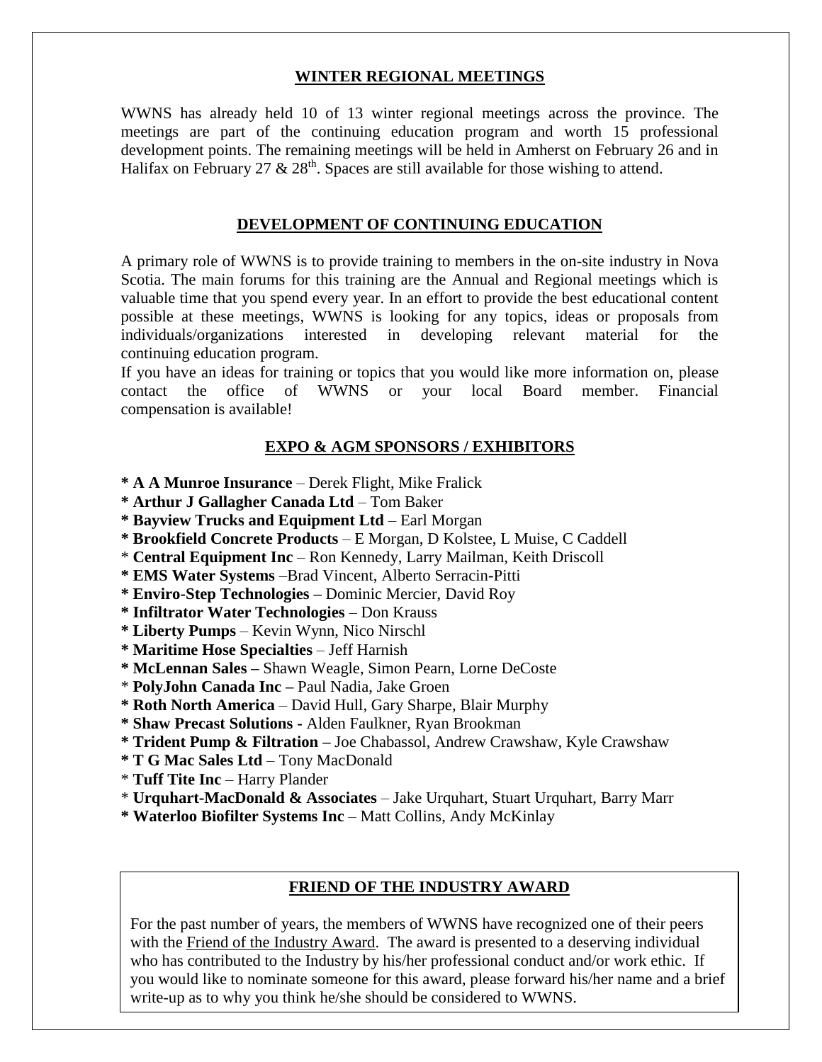## WINTER REGIONAL MEETINGS

WWNS has already held 10 of 13 winter regional meetings across the province. The meetings are part of the continuing education program and worth 15 professional development points. The remaining meetings will be held in Amherst on February 26 and in Halifax on February 27 & 28th. Spaces are still available for those wishing to attend.

## DEVELOPMENT OF CONTINUING EDUCATION

A primary role of WWNS is to provide training to members in the on-site industry in Nova Scotia. The main forums for this training are the Annual and Regional meetings which is valuable time that you spend every year. In an effort to provide the best educational content possible at these meetings, WWNS is looking for any topics, ideas or proposals from individuals/organizations interested in developing relevant material for the continuing education program.

If you have an ideas for training or topics that you would like more information on, please contact the office of WWNS or your local Board member. Financial compensation is available!

## EXPO & AGM SPONSORS / EXHIBITORS

**\* A A Munroe Insurance** – Derek Flight, Mike Fralick
**\* Arthur J Gallagher Canada Ltd** – Tom Baker
**\* Bayview Trucks and Equipment Ltd** – Earl Morgan
**\* Brookfield Concrete Products** – E Morgan, D Kolstee, L Muise, C Caddell
\* **Central Equipment Inc** – Ron Kennedy, Larry Mailman, Keith Driscoll
**\* EMS Water Systems** –Brad Vincent, Alberto Serracin-Pitti
**\* Enviro-Step Technologies –** Dominic Mercier, David Roy
**\* Infiltrator Water Technologies** – Don Krauss
**\* Liberty Pumps** – Kevin Wynn, Nico Nirschl
**\* Maritime Hose Specialties** – Jeff Harnish
**\* McLennan Sales –** Shawn Weagle, Simon Pearn, Lorne DeCoste
\* **PolyJohn Canada Inc –** Paul Nadia, Jake Groen
**\* Roth North America** – David Hull, Gary Sharpe, Blair Murphy
**\* Shaw Precast Solutions -** Alden Faulkner, Ryan Brookman
**\* Trident Pump & Filtration –** Joe Chabassol, Andrew Crawshaw, Kyle Crawshaw
**\* T G Mac Sales Ltd** – Tony MacDonald
\* **Tuff Tite Inc** – Harry Plander
\* **Urquhart-MacDonald & Associates** – Jake Urquhart, Stuart Urquhart, Barry Marr
**\* Waterloo Biofilter Systems Inc** – Matt Collins, Andy McKinlay

## FRIEND OF THE INDUSTRY AWARD

For the past number of years, the members of WWNS have recognized one of their peers with the Friend of the Industry Award. The award is presented to a deserving individual who has contributed to the Industry by his/her professional conduct and/or work ethic. If you would like to nominate someone for this award, please forward his/her name and a brief write-up as to why you think he/she should be considered to WWNS.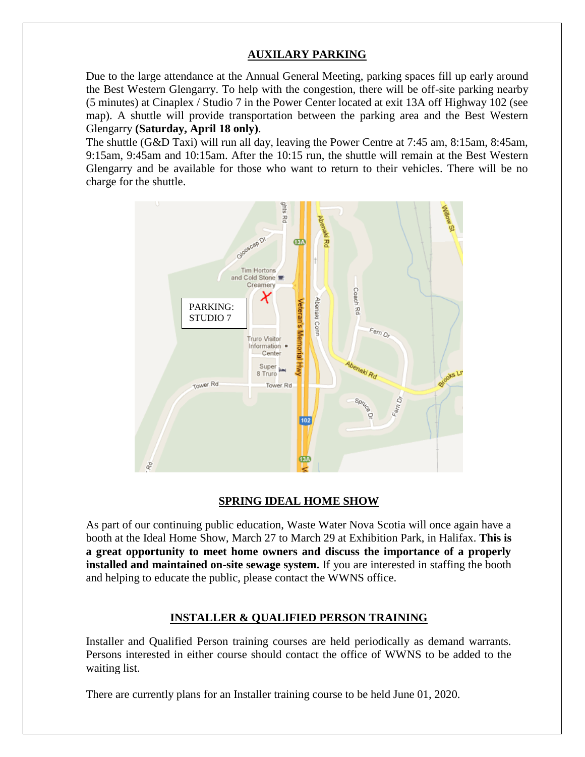## AUXILARY PARKING

Due to the large attendance at the Annual General Meeting, parking spaces fill up early around the Best Western Glengarry. To help with the congestion, there will be off-site parking nearby (5 minutes) at Cinaplex / Studio 7 in the Power Center located at exit 13A off Highway 102 (see map). A shuttle will provide transportation between the parking area and the Best Western Glengarry **(Saturday, April 18 only)**.

The shuttle (G&D Taxi) will run all day, leaving the Power Centre at 7:45 am, 8:15am, 8:45am, 9:15am, 9:45am and 10:15am. After the 10:15 run, the shuttle will remain at the Best Western Glengarry and be available for those who want to return to their vehicles. There will be no charge for the shuttle.

PARKING: STUDIO 7

## SPRING IDEAL HOME SHOW

As part of our continuing public education, Waste Water Nova Scotia will once again have a booth at the Ideal Home Show, March 27 to March 29 at Exhibition Park, in Halifax. **This is a great opportunity to meet home owners and discuss the importance of a properly installed and maintained on-site sewage system.** If you are interested in staffing the booth and helping to educate the public, please contact the WWNS office.

## INSTALLER & QUALIFIED PERSON TRAINING

Installer and Qualified Person training courses are held periodically as demand warrants. Persons interested in either course should contact the office of WWNS to be added to the waiting list.

There are currently plans for an Installer training course to be held June 01, 2020.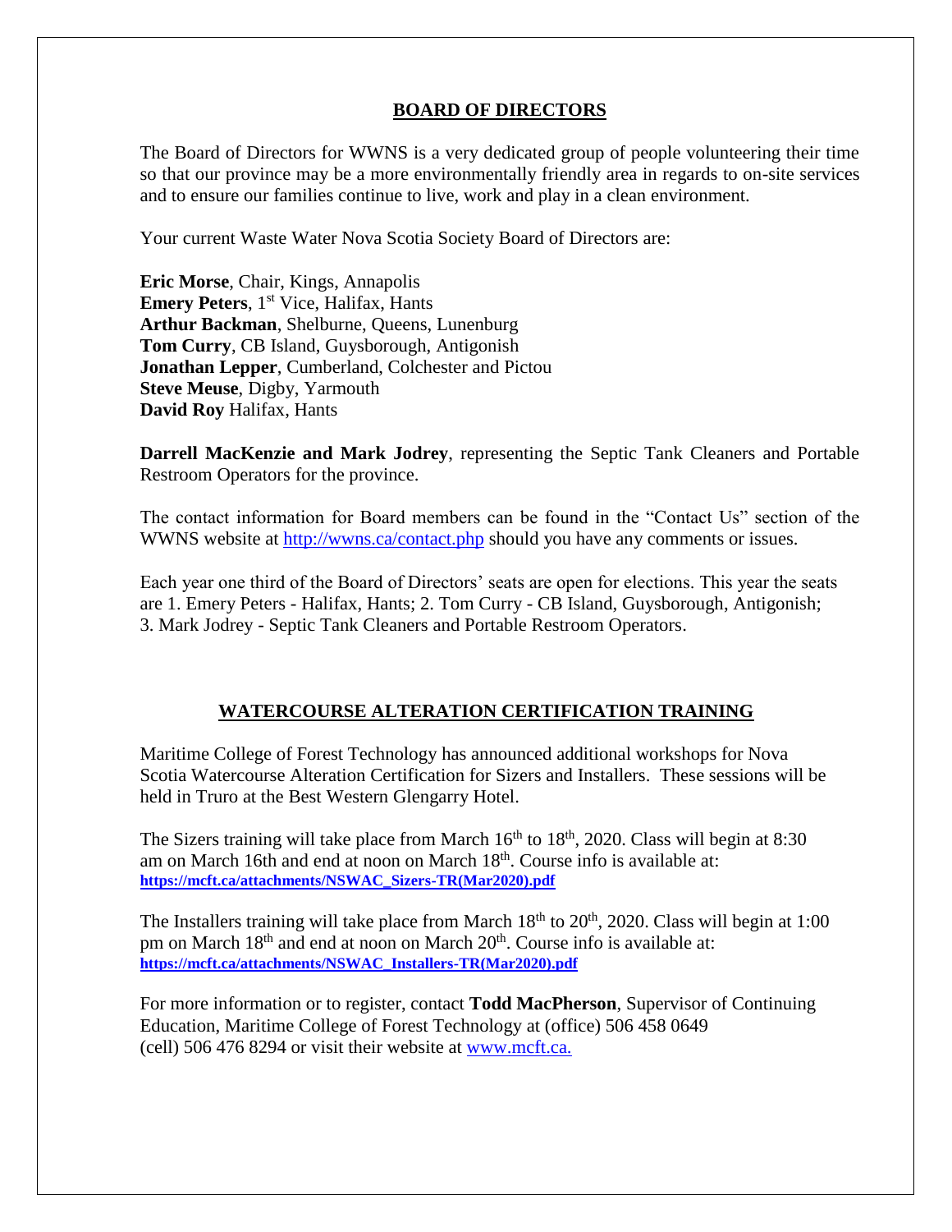## BOARD OF DIRECTORS

The Board of Directors for WWNS is a very dedicated group of people volunteering their time so that our province may be a more environmentally friendly area in regards to on-site services and to ensure our families continue to live, work and play in a clean environment.

Your current Waste Water Nova Scotia Society Board of Directors are:

**Eric Morse**, Chair, Kings, Annapolis
**Emery Peters**, 1st Vice, Halifax, Hants
**Arthur Backman**, Shelburne, Queens, Lunenburg
**Tom Curry**, CB Island, Guysborough, Antigonish
**Jonathan Lepper**, Cumberland, Colchester and Pictou
**Steve Meuse**, Digby, Yarmouth
**David Roy** Halifax, Hants

**Darrell MacKenzie and Mark Jodrey**, representing the Septic Tank Cleaners and Portable Restroom Operators for the province.

The contact information for Board members can be found in the "Contact Us" section of the WWNS website at http://wwns.ca/contact.php should you have any comments or issues.

Each year one third of the Board of Directors' seats are open for elections. This year the seats are 1. Emery Peters - Halifax, Hants; 2. Tom Curry - CB Island, Guysborough, Antigonish; 3. Mark Jodrey - Septic Tank Cleaners and Portable Restroom Operators.

## WATERCOURSE ALTERATION CERTIFICATION TRAINING

Maritime College of Forest Technology has announced additional workshops for Nova Scotia Watercourse Alteration Certification for Sizers and Installers. These sessions will be held in Truro at the Best Western Glengarry Hotel.

The Sizers training will take place from March 16th to 18th, 2020. Class will begin at 8:30 am on March 16th and end at noon on March 18th. Course info is available at: **https://mcft.ca/attachments/NSWAC_Sizers-TR(Mar2020).pdf**

The Installers training will take place from March 18th to 20th, 2020. Class will begin at 1:00 pm on March 18th and end at noon on March 20th. Course info is available at: **https://mcft.ca/attachments/NSWAC_Installers-TR(Mar2020).pdf**

For more information or to register, contact **Todd MacPherson**, Supervisor of Continuing Education, Maritime College of Forest Technology at (office) 506 458 0649 (cell) 506 476 8294 or visit their website at www.mcft.ca.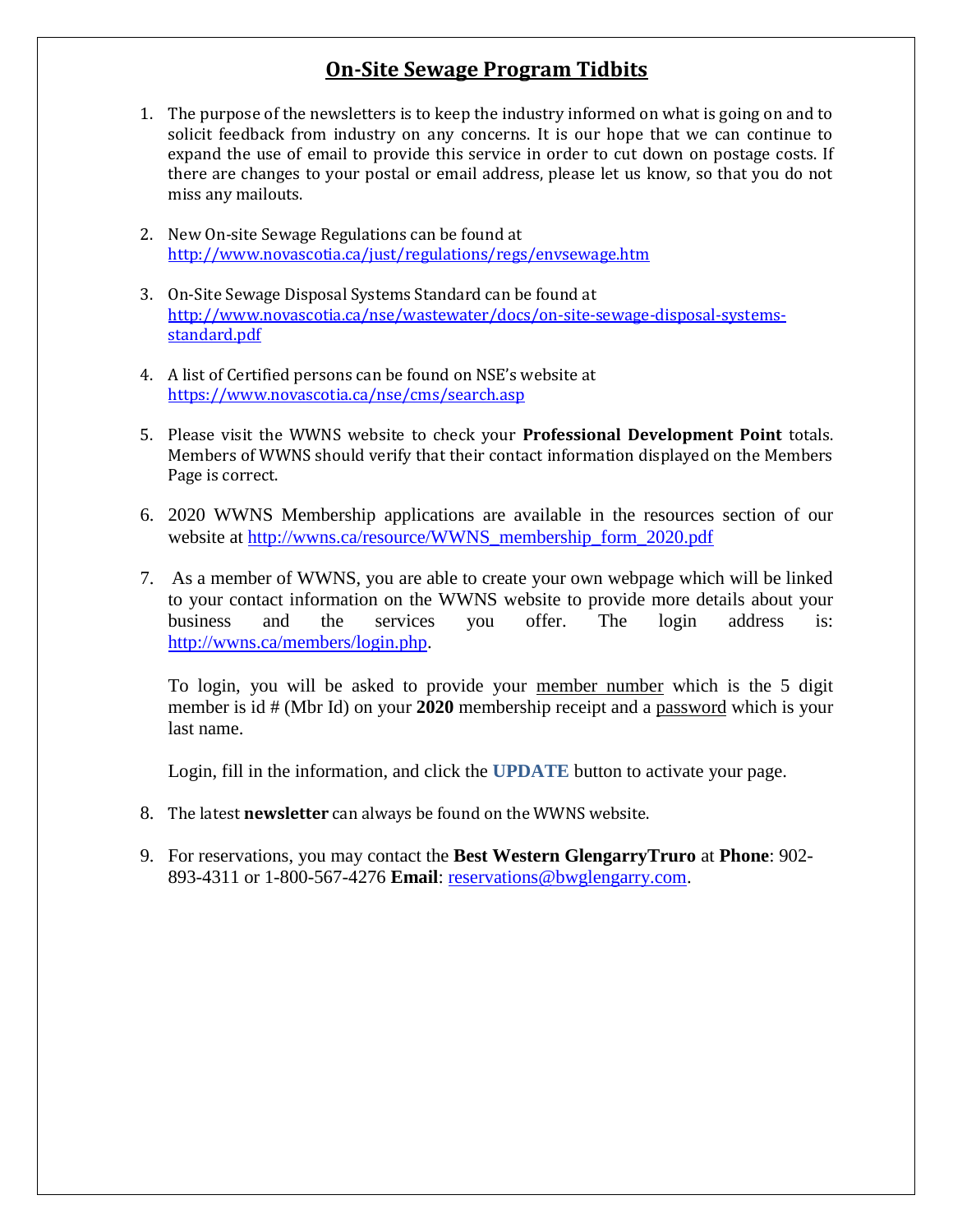## On-Site Sewage Program Tidbits

1. The purpose of the newsletters is to keep the industry informed on what is going on and to solicit feedback from industry on any concerns. It is our hope that we can continue to expand the use of email to provide this service in order to cut down on postage costs. If there are changes to your postal or email address, please let us know, so that you do not miss any mailouts.

2. New On-site Sewage Regulations can be found at http://www.novascotia.ca/just/regulations/regs/envsewage.htm

3. On-Site Sewage Disposal Systems Standard can be found at http://www.novascotia.ca/nse/wastewater/docs/on-site-sewage-disposal-systems-standard.pdf

4. A list of Certified persons can be found on NSE's website at https://www.novascotia.ca/nse/cms/search.asp

5. Please visit the WWNS website to check your **Professional Development Point** totals. Members of WWNS should verify that their contact information displayed on the Members Page is correct.

6. 2020 WWNS Membership applications are available in the resources section of our website at http://wwns.ca/resource/WWNS_membership_form_2020.pdf

7. As a member of WWNS, you are able to create your own webpage which will be linked to your contact information on the WWNS website to provide more details about your business and the services you offer. The login address is: http://wwns.ca/members/login.php.

   To login, you will be asked to provide your member number which is the 5 digit member is id # (Mbr Id) on your **2020** membership receipt and a password which is your last name.

   Login, fill in the information, and click the **UPDATE** button to activate your page.

8. The latest **newsletter** can always be found on the WWNS website.

9. For reservations, you may contact the **Best Western GlengarryTruro** at **Phone**: 902-893-4311 or 1-800-567-4276 **Email**: reservations@bwglengarry.com.